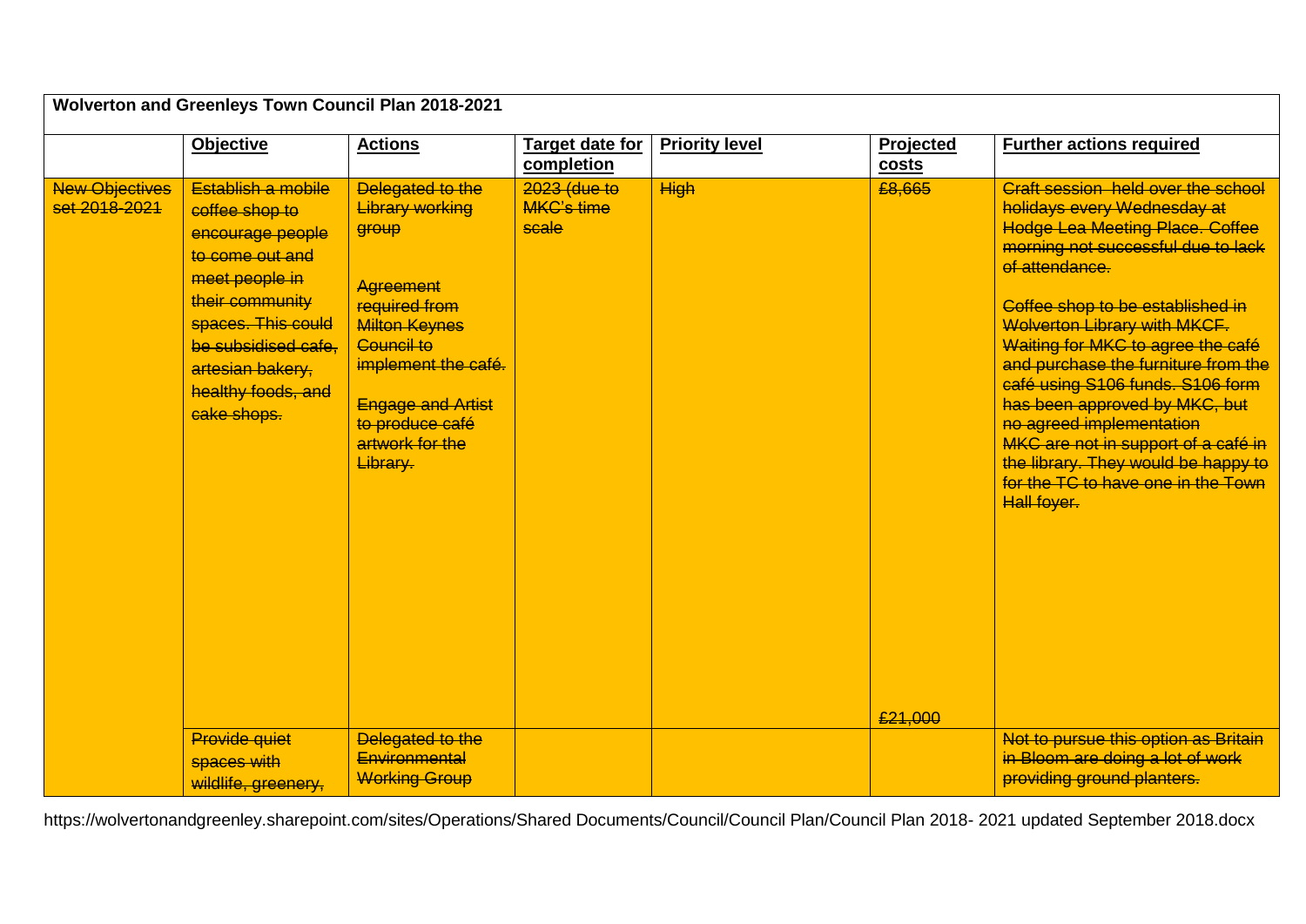| Wolverton and Greenleys Town Council Plan 2018-2021 | | | | | | |
|---|---|---|---|---|---|---|
| | **Objective** | **Actions** | **Target date for completion** | **Priority level** | **Projected costs** | **Further actions required** |
| ~~New Objectives set 2018-2021~~ | ~~Establish a mobile coffee shop to encourage people to come out and meet people in their community spaces. This could be subsidised cafe, artesian bakery, healthy foods, and cake shops.~~ | ~~Delegated to the Library working group~~<br><br>~~Agreement required from Milton Keynes Council to implement the café.~~<br><br>~~Engage and Artist to produce café artwork for the Library.~~ | ~~2023 (due to MKC's time scale~~ | ~~High~~ | ~~£8,665~~<br><br>~~£21,000~~ | ~~Craft session held over the school holidays every Wednesday at Hodge Lea Meeting Place. Coffee morning not successful due to lack of attendance.~~<br><br>~~Coffee shop to be established in Wolverton Library with MKCF. Waiting for MKC to agree the café and purchase the furniture from the café using S106 funds. S106 form has been approved by MKC, but no agreed implementation MKC are not in support of a café in the library. They would be happy to for the TC to have one in the Town Hall foyer.~~ |
| | ~~Provide quiet spaces with wildlife, greenery,~~ | ~~Delegated to the Environmental Working Group~~ | | | | ~~Not to pursue this option as Britain in Bloom are doing a lot of work providing ground planters.~~ |

https://wolvertonandgreenley.sharepoint.com/sites/Operations/Shared Documents/Council/Council Plan/Council Plan 2018- 2021 updated September 2018.docx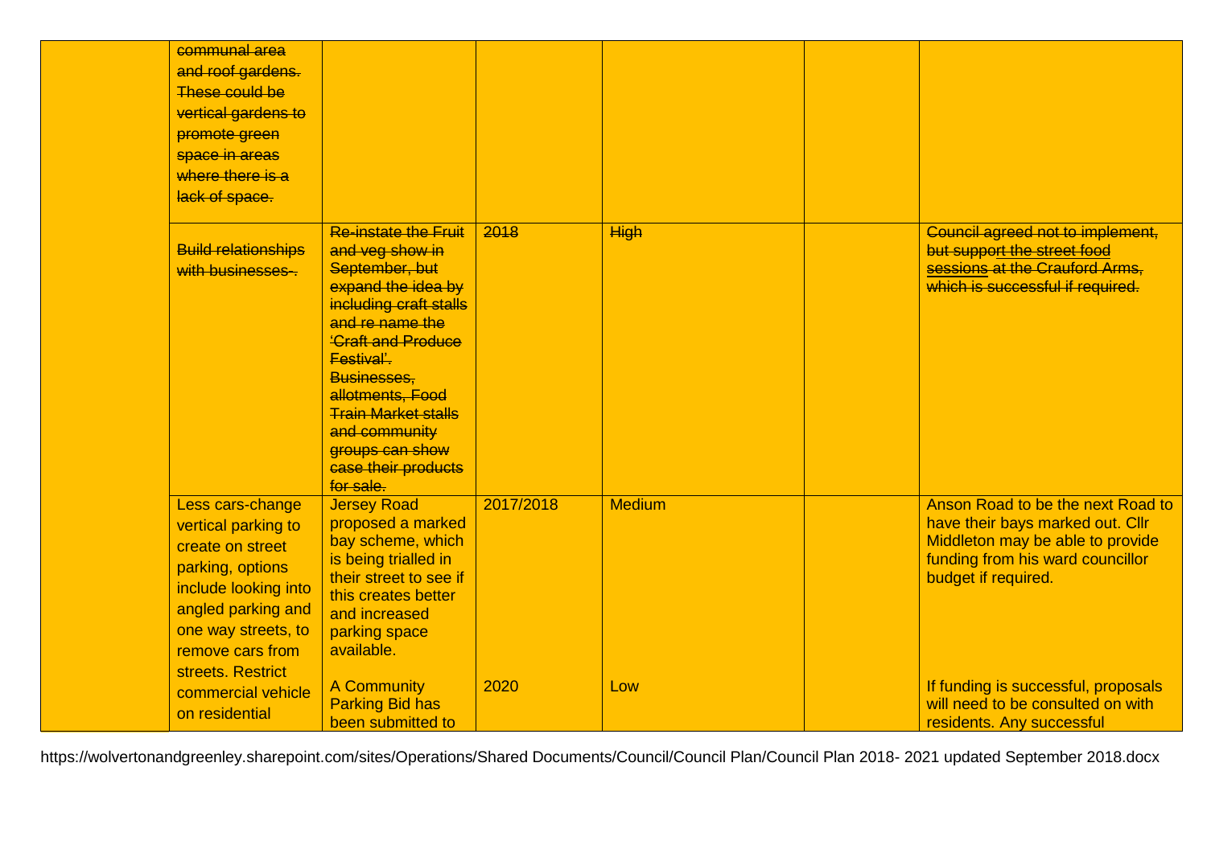| | | | | | | |
|---|---|---|---|---|---|---|
| | ~~communal area and roof gardens. These could be vertical gardens to promote green space in areas where there is a lack of space.~~ | | | | | |
| | ~~Build relationships with businesses-.~~ | ~~Re-instate the Fruit and veg show in September, but expand the idea by including craft stalls and re name the 'Craft and Produce Festival'. Businesses, allotments, Food Train Market stalls and community groups can show case their products for sale.~~ | ~~2018~~ | ~~High~~ | | ~~Council agreed not to implement, but support the street food sessions at the Crauford Arms, which is successful if required.~~ |
| | Less cars-change vertical parking to create on street parking, options include looking into angled parking and one way streets, to remove cars from streets. Restrict commercial vehicle on residential | Jersey Road proposed a marked bay scheme, which is being trialled in their street to see if this creates better and increased parking space available. | 2017/2018 | Medium | | Anson Road to be the next Road to have their bays marked out. Cllr Middleton may be able to provide funding from his ward councillor budget if required. |
| | | A Community Parking Bid has been submitted to | 2020 | Low | | If funding is successful, proposals will need to be consulted on with residents. Any successful |

https://wolvertonandgreenley.sharepoint.com/sites/Operations/Shared Documents/Council/Council Plan/Council Plan 2018- 2021 updated September 2018.docx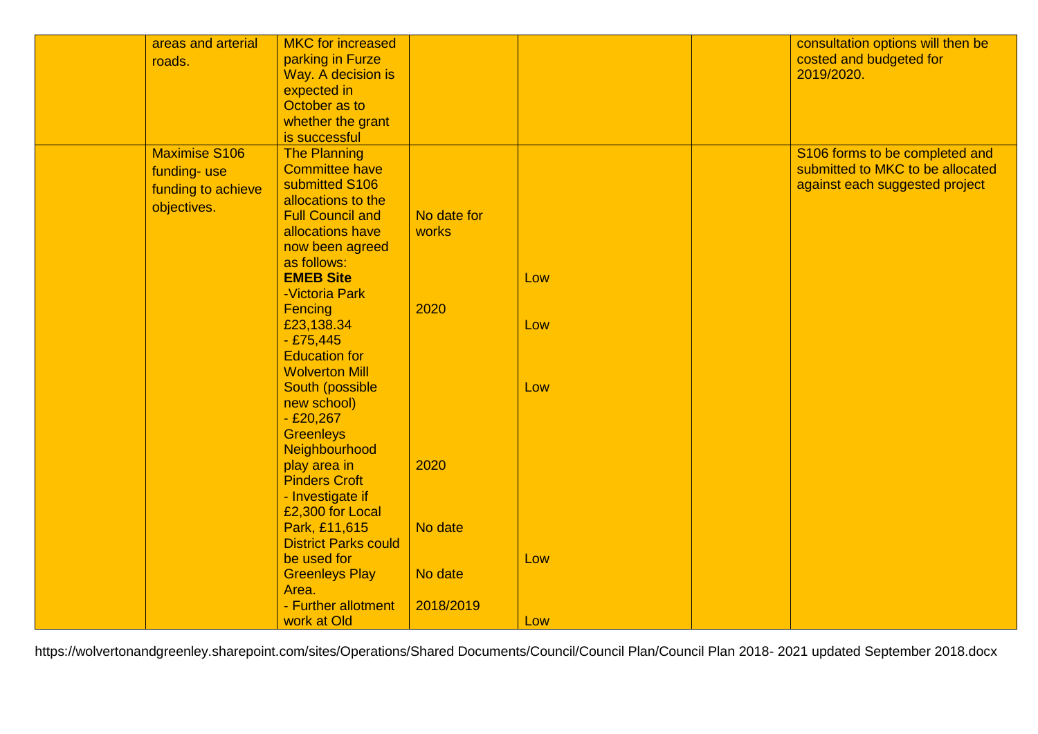| | | | | | | |
|---|---|---|---|---|---|---|
| | areas and arterial roads. | MKC for increased parking in Furze Way. A decision is expected in October as to whether the grant is successful | | | | consultation options will then be costed and budgeted for 2019/2020. |
| | Maximise S106 funding- use funding to achieve objectives. | The Planning Committee have submitted S106 allocations to the Full Council and allocations have now been agreed as follows:<br>**EMEB Site**<br>-Victoria Park Fencing £23,138.34<br>- £75,445 Education for Wolverton Mill South (possible new school)<br>- £20,267 Greenleys Neighbourhood play area in Pinders Croft<br>- Investigate if £2,300 for Local Park, £11,615 District Parks could be used for Greenleys Play Area.<br>- Further allotment work at Old | No date for works<br>2020<br>2020<br>No date<br>No date<br>2018/2019 | Low<br>Low<br>Low<br>Low<br>Low | | S106 forms to be completed and submitted to MKC to be allocated against each suggested project |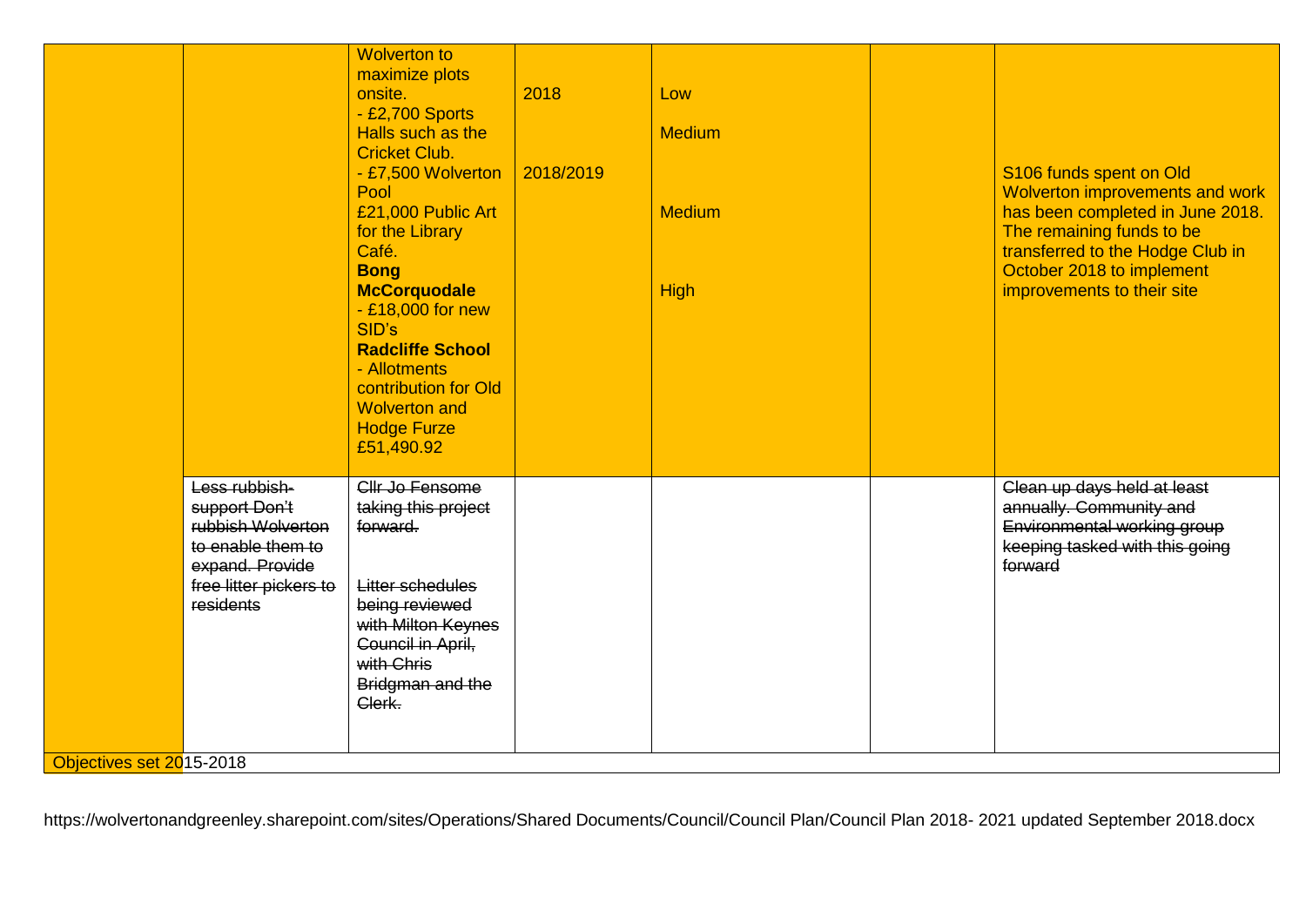| | | | | | | |
|---|---|---|---|---|---|---|
| | | Wolverton to maximize plots onsite.<br>- £2,700 Sports Halls such as the Cricket Club.<br>- £7,500 Wolverton Pool<br>£21,000 Public Art for the Library Café.<br>**Bong McCorquodale**<br>- £18,000 for new SID's<br>**Radcliffe School**<br>- Allotments contribution for Old Wolverton and Hodge Furze £51,490.92 | 2018<br><br>2018/2019 | Low<br><br>Medium<br><br>Medium<br><br>High | | S106 funds spent on Old Wolverton improvements and work has been completed in June 2018. The remaining funds to be transferred to the Hodge Club in October 2018 to implement improvements to their site |
| | ~~Less rubbish- support Don't rubbish Wolverton to enable them to expand. Provide free litter pickers to residents~~ | ~~Cllr Jo Fensome taking this project forward.~~<br><br>~~Litter schedules being reviewed with Milton Keynes Council in April, with Chris Bridgman and the Clerk.~~ | | | | ~~Clean up days held at least annually. Community and Environmental working group keeping tasked with this going forward~~ |

Objectives set 2015-2018

https://wolvertonandgreenley.sharepoint.com/sites/Operations/Shared Documents/Council/Council Plan/Council Plan 2018- 2021 updated September 2018.docx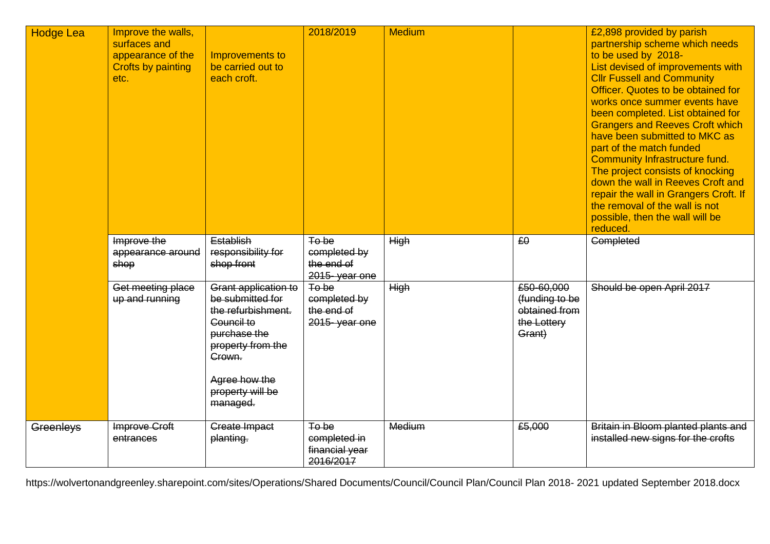| | | | | | | |
|---|---|---|---|---|---|---|
| Hodge Lea | Improve the walls, surfaces and appearance of the Crofts by painting etc. | Improvements to be carried out to each croft. | 2018/2019 | Medium | | £2,898 provided by parish partnership scheme which needs to be used by 2018- List devised of improvements with Cllr Fussell and Community Officer. Quotes to be obtained for works once summer events have been completed. List obtained for Grangers and Reeves Croft which have been submitted to MKC as part of the match funded Community Infrastructure fund. The project consists of knocking down the wall in Reeves Croft and repair the wall in Grangers Croft. If the removal of the wall is not possible, then the wall will be reduced. |
| | ~~Improve the appearance around shop~~ | ~~Establish responsibility for shop front~~ | ~~To be completed by the end of 2015- year one~~ | ~~High~~ | ~~£0~~ | ~~Completed~~ |
| | ~~Get meeting place up and running~~ | ~~Grant application to be submitted for the refurbishment. Council to purchase the property from the Crown.~~<br><br>~~Agree how the property will be managed.~~ | ~~To be completed by the end of 2015- year one~~ | ~~High~~ | ~~£50-60,000 (funding to be obtained from the Lottery Grant)~~ | ~~Should be open April 2017~~ |
| ~~Greenleys~~ | ~~Improve Croft entrances~~ | ~~Create Impact planting.~~ | ~~To be completed in financial year 2016/2017~~ | ~~Medium~~ | ~~£5,000~~ | ~~Britain in Bloom planted plants and installed new signs for the crofts~~ |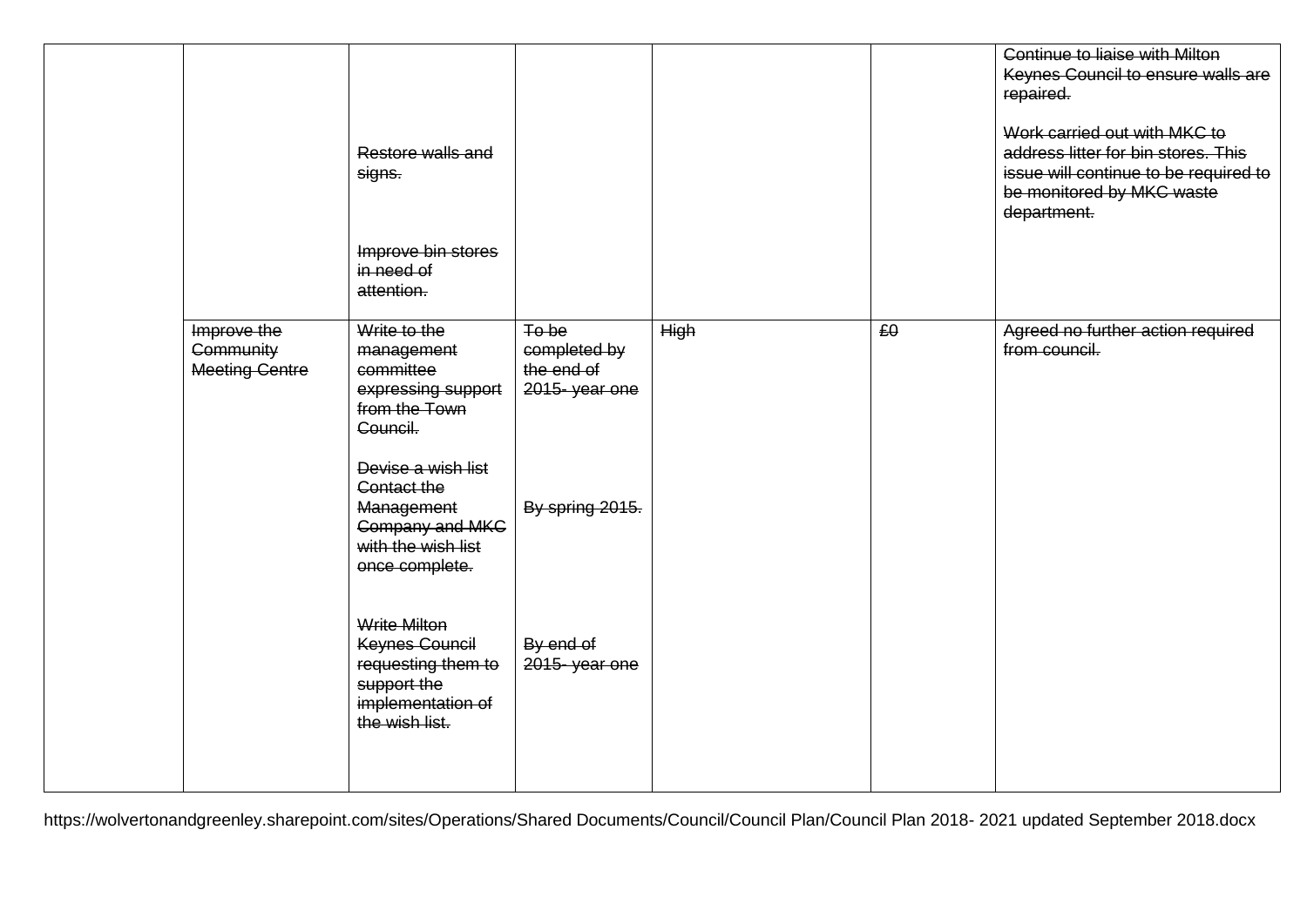|  |  |  |  |  |  |  |
|---|---|---|---|---|---|---|
|  |  | ~~Restore walls and signs.~~<br><br>~~Improve bin stores in need of attention.~~ |  |  |  | ~~Continue to liaise with Milton Keynes Council to ensure walls are repaired.~~<br><br>~~Work carried out with MKC to address litter for bin stores. This issue will continue to be required to be monitored by MKC waste department.~~ |
|  | ~~Improve the Community Meeting Centre~~ | ~~Write to the management committee expressing support from the Town Council.~~<br><br>~~Devise a wish list Contact the Management Company and MKC with the wish list once complete.~~<br><br>~~Write Milton Keynes Council requesting them to support the implementation of the wish list.~~ | ~~To be completed by the end of 2015- year one~~<br><br>~~By spring 2015.~~<br><br>~~By end of 2015- year one~~ | ~~High~~ | ~~£0~~ | ~~Agreed no further action required from council.~~ |

https://wolvertonandgreenley.sharepoint.com/sites/Operations/Shared Documents/Council/Council Plan/Council Plan 2018- 2021 updated September 2018.docx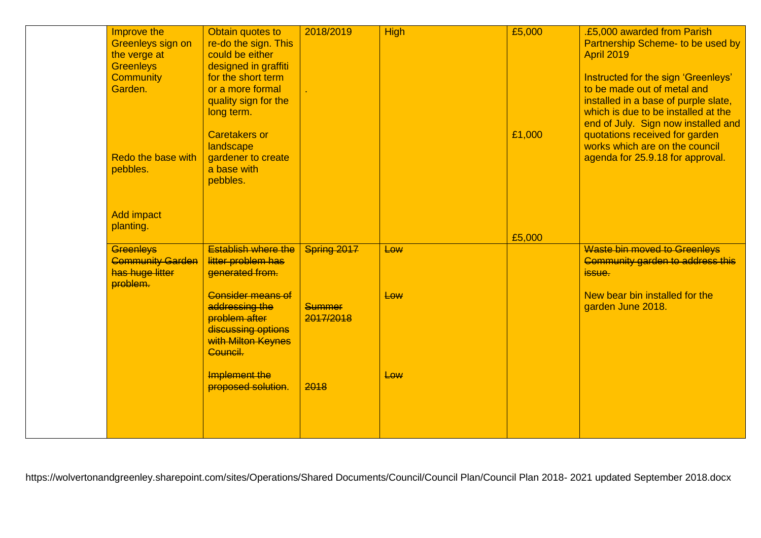| | | | | | | |
|---|---|---|---|---|---|---|
| | Improve the Greenleys sign on the verge at Greenleys Community Garden.<br><br>Redo the base with pebbles.<br><br>Add impact planting. | Obtain quotes to re-do the sign. This could be either designed in graffiti for the short term or a more formal quality sign for the long term.<br><br>Caretakers or landscape gardener to create a base with pebbles. | 2018/2019<br><br>. | High | £5,000<br><br>£1,000<br><br>£5,000 | .£5,000 awarded from Parish Partnership Scheme- to be used by April 2019<br><br>Instructed for the sign 'Greenleys' to be made out of metal and installed in a base of purple slate, which is due to be installed at the end of July. Sign now installed and quotations received for garden works which are on the council agenda for 25.9.18 for approval. |
| | ~~Greenleys Community Garden has huge litter problem.~~ | ~~Establish where the litter problem has generated from.~~<br><br>~~Consider means of addressing the problem after discussing options with Milton Keynes Council.~~<br><br>~~Implement the proposed solution.~~ | ~~Spring 2017~~<br><br>~~Summer 2017/2018~~<br><br>~~2018~~ | ~~Low~~<br><br>~~Low~~<br><br>~~Low~~ | | ~~Waste bin moved to Greenleys Community garden to address this issue.~~<br><br>New bear bin installed for the garden June 2018. |

https://wolvertonandgreenley.sharepoint.com/sites/Operations/Shared Documents/Council/Council Plan/Council Plan 2018- 2021 updated September 2018.docx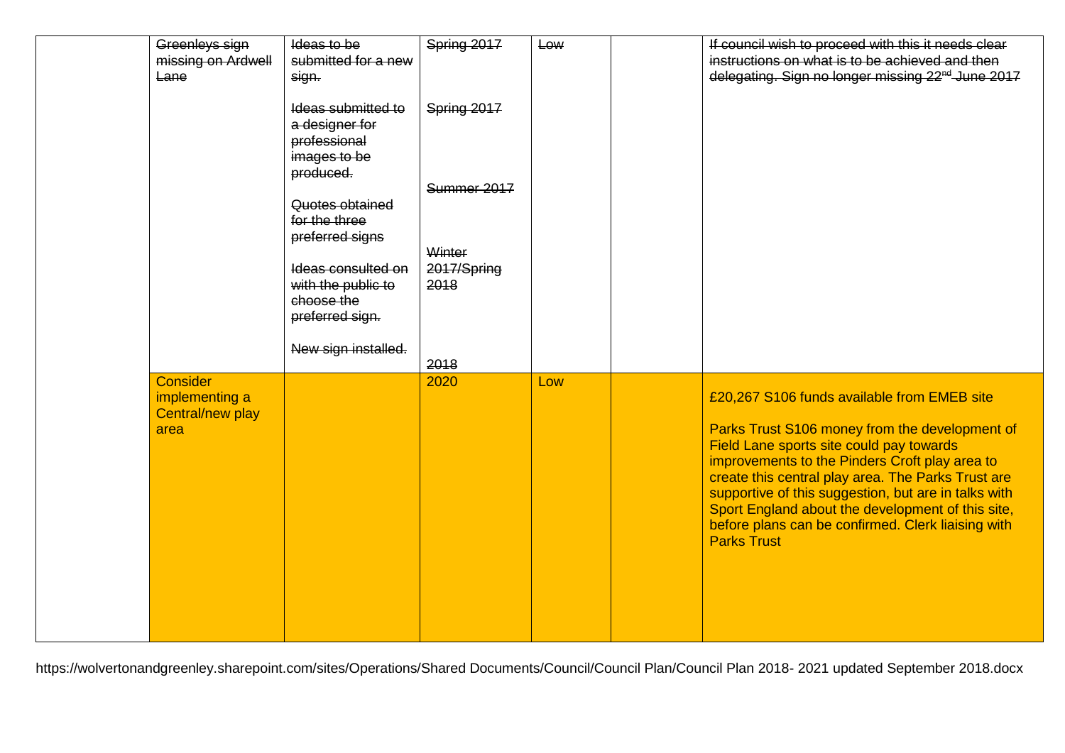| | | | | | | |
|---|---|---|---|---|---|---|
| | ~~Greenleys sign missing on Ardwell Lane~~ | ~~Ideas to be submitted for a new sign.~~<br><br>~~Ideas submitted to a designer for professional images to be produced.~~<br><br>~~Quotes obtained for the three preferred signs~~<br><br>~~Ideas consulted on with the public to choose the preferred sign.~~<br><br>~~New sign installed.~~ | ~~Spring 2017~~<br><br>~~Spring 2017~~<br><br>~~Summer 2017~~<br><br>~~Winter 2017/Spring 2018~~<br><br>~~2018~~ | ~~Low~~ | | ~~If council wish to proceed with this it needs clear instructions on what is to be achieved and then delegating. Sign no longer missing 22nd June 2017~~ |
| | Consider implementing a Central/new play area | | 2020 | Low | | £20,267 S106 funds available from EMEB site<br><br>Parks Trust S106 money from the development of Field Lane sports site could pay towards improvements to the Pinders Croft play area to create this central play area. The Parks Trust are supportive of this suggestion, but are in talks with Sport England about the development of this site, before plans can be confirmed. Clerk liaising with Parks Trust |

https://wolvertonandgreenley.sharepoint.com/sites/Operations/Shared Documents/Council/Council Plan/Council Plan 2018- 2021 updated September 2018.docx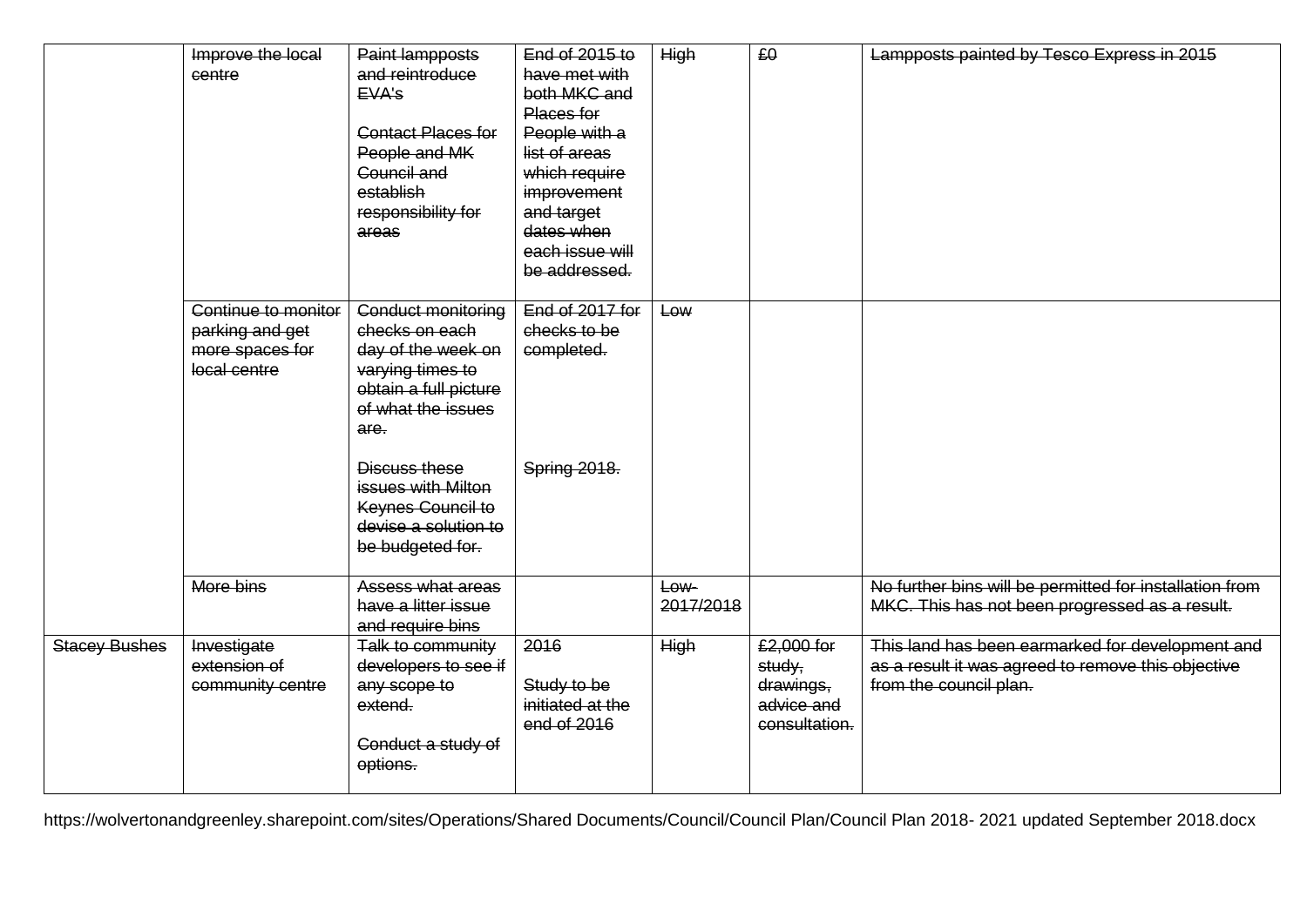| | | | | | | |
|---|---|---|---|---|---|---|
| | ~~Improve the local centre~~ | ~~Paint lampposts and reintroduce EVA's~~<br><br>~~Contact Places for People and MK Council and establish responsibility for areas~~ | ~~End of 2015 to have met with both MKC and Places for People with a list of areas which require improvement and target dates when each issue will be addressed.~~ | ~~High~~ | ~~£0~~ | ~~Lampposts painted by Tesco Express in 2015~~ |
| | ~~Continue to monitor parking and get more spaces for local centre~~ | ~~Conduct monitoring checks on each day of the week on varying times to obtain a full picture of what the issues are.~~<br><br>~~Discuss these issues with Milton Keynes Council to devise a solution to be budgeted for.~~ | ~~End of 2017 for checks to be completed.~~<br><br>~~Spring 2018.~~ | ~~Low~~ | | |
| | ~~More bins~~ | ~~Assess what areas have a litter issue and require bins~~ | | ~~Low-2017/2018~~ | | ~~No further bins will be permitted for installation from MKC. This has not been progressed as a result.~~ |
| ~~Stacey Bushes~~ | ~~Investigate extension of community centre~~ | ~~Talk to community developers to see if any scope to extend.~~<br><br>~~Conduct a study of options.~~ | ~~2016~~<br><br>~~Study to be initiated at the end of 2016~~ | ~~High~~ | ~~£2,000 for study, drawings, advice and consultation.~~ | ~~This land has been earmarked for development and as a result it was agreed to remove this objective from the council plan.~~ |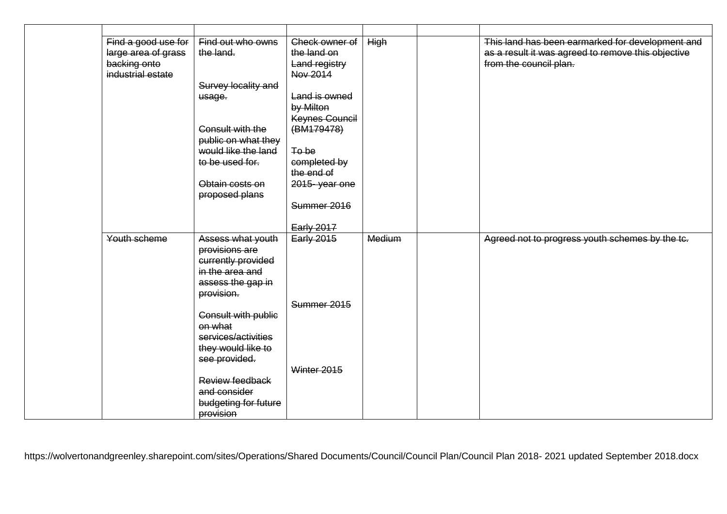| | | | | | | |
|---|---|---|---|---|---|---|
| | ~~Find a good use for large area of grass backing onto industrial estate~~ | ~~Find out who owns the land.~~<br><br>~~Survey locality and usage.~~<br><br>~~Consult with the public on what they would like the land to be used for.~~<br><br>~~Obtain costs on proposed plans~~ | ~~Check owner of the land on Land registry Nov 2014~~<br><br>~~Land is owned by Milton Keynes Council (BM179478)~~<br><br>~~To be completed by the end of 2015- year one~~<br><br>~~Summer 2016~~<br><br>~~Early 2017~~ | ~~High~~ | | ~~This land has been earmarked for development and as a result it was agreed to remove this objective from the council plan.~~ |
| | ~~Youth scheme~~ | ~~Assess what youth provisions are currently provided in the area and assess the gap in provision.~~<br><br>~~Consult with public on what services/activities they would like to see provided.~~<br><br>~~Review feedback and consider budgeting for future provision~~ | ~~Early 2015~~<br><br>~~Summer 2015~~<br><br>~~Winter 2015~~ | ~~Medium~~ | | ~~Agreed not to progress youth schemes by the tc.~~ |

https://wolvertonandgreenley.sharepoint.com/sites/Operations/Shared Documents/Council/Council Plan/Council Plan 2018- 2021 updated September 2018.docx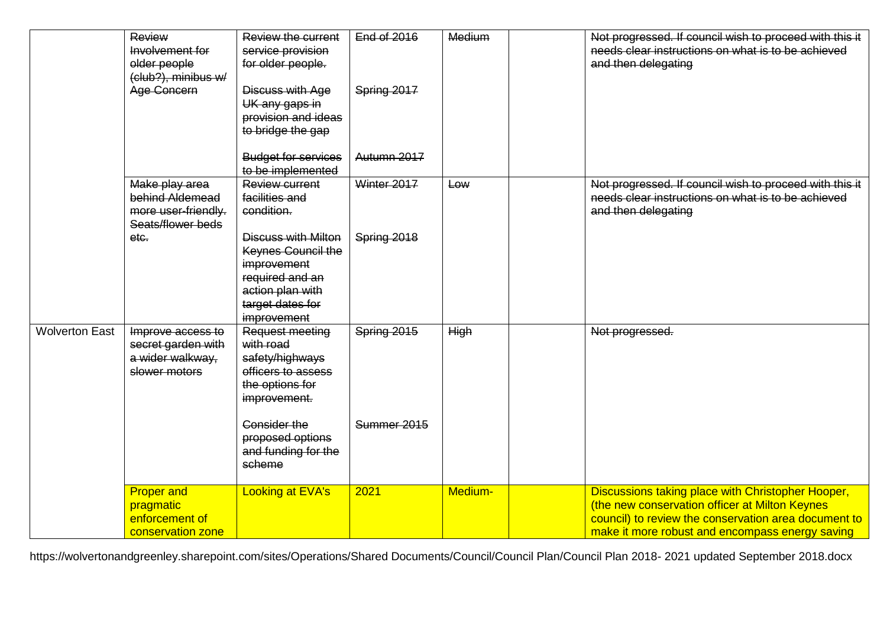| | | | | | | |
|---|---|---|---|---|---|---|
| | ~~Review Involvement for older people (club?), minibus w/ Age Concern~~ | ~~Review the current service provision for older people.~~<br><br>~~Discuss with Age UK any gaps in provision and ideas to bridge the gap~~<br><br>~~Budget for services to be implemented~~ | ~~End of 2016~~<br><br>~~Spring 2017~~<br><br>~~Autumn 2017~~ | ~~Medium~~ | | ~~Not progressed. If council wish to proceed with this it needs clear instructions on what is to be achieved and then delegating~~ |
| | ~~Make play area behind Aldemead more user-friendly. Seats/flower beds etc.~~ | ~~Review current facilities and condition.~~<br><br>~~Discuss with Milton Keynes Council the improvement required and an action plan with target dates for improvement~~ | ~~Winter 2017~~<br><br>~~Spring 2018~~ | ~~Low~~ | | ~~Not progressed. If council wish to proceed with this it needs clear instructions on what is to be achieved and then delegating~~ |
| Wolverton East | ~~Improve access to secret garden with a wider walkway, slower motors~~ | ~~Request meeting with road safety/highways officers to assess the options for improvement.~~<br><br>~~Consider the proposed options and funding for the scheme~~ | ~~Spring 2015~~<br><br>~~Summer 2015~~ | ~~High~~ | | ~~Not progressed.~~ |
| | Proper and pragmatic enforcement of conservation zone | Looking at EVA's | 2021 | Medium- | | Discussions taking place with Christopher Hooper, (the new conservation officer at Milton Keynes council) to review the conservation area document to make it more robust and encompass energy saving |

https://wolvertonandgreenley.sharepoint.com/sites/Operations/Shared Documents/Council/Council Plan/Council Plan 2018- 2021 updated September 2018.docx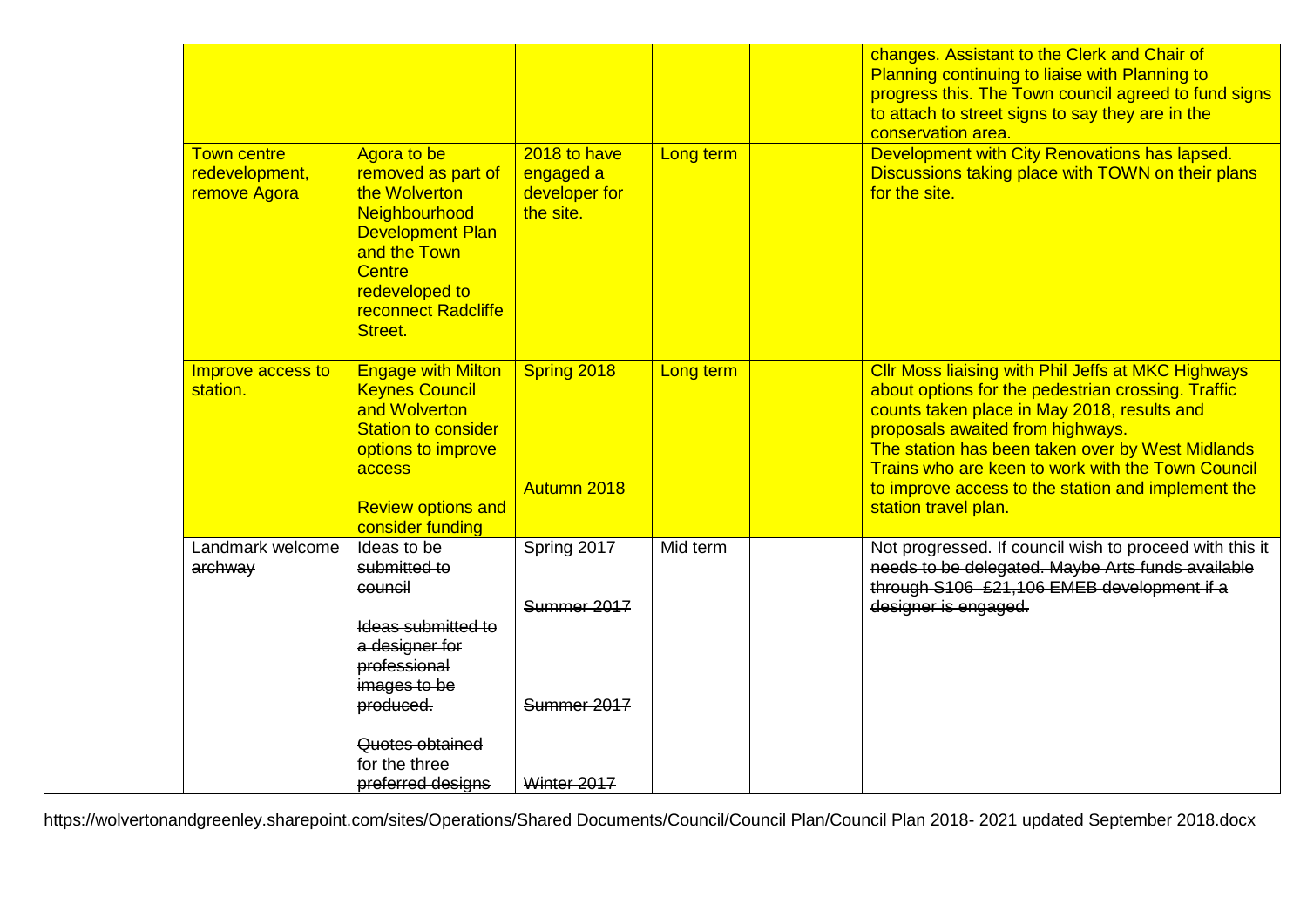|  |  |  |  |  |  | changes. Assistant to the Clerk and Chair of Planning continuing to liaise with Planning to progress this. The Town council agreed to fund signs to attach to street signs to say they are in the conservation area. |
|---|---|---|---|---|---|---|
|  | Town centre redevelopment, remove Agora | Agora to be removed as part of the Wolverton Neighbourhood Development Plan and the Town Centre redeveloped to reconnect Radcliffe Street. | 2018 to have engaged a developer for the site. | Long term |  | Development with City Renovations has lapsed. Discussions taking place with TOWN on their plans for the site. |
|  | Improve access to station. | Engage with Milton Keynes Council and Wolverton Station to consider options to improve access<br><br>Review options and consider funding | Spring 2018<br><br>Autumn 2018 | Long term |  | Cllr Moss liaising with Phil Jeffs at MKC Highways about options for the pedestrian crossing. Traffic counts taken place in May 2018, results and proposals awaited from highways.<br>The station has been taken over by West Midlands Trains who are keen to work with the Town Council to improve access to the station and implement the station travel plan. |
|  | ~~Landmark welcome archway~~ | ~~Ideas to be submitted to council~~<br><br>~~Ideas submitted to a designer for professional images to be produced.~~<br><br>~~Quotes obtained for the three preferred designs~~ | ~~Spring 2017~~<br><br>~~Summer 2017~~<br><br>~~Summer 2017~~<br><br>~~Winter 2017~~ | ~~Mid term~~ |  | ~~Not progressed. If council wish to proceed with this it needs to be delegated. Maybe Arts funds available through S106 £21,106 EMEB development if a designer is engaged.~~ |

https://wolvertonandgreenley.sharepoint.com/sites/Operations/Shared Documents/Council/Council Plan/Council Plan 2018- 2021 updated September 2018.docx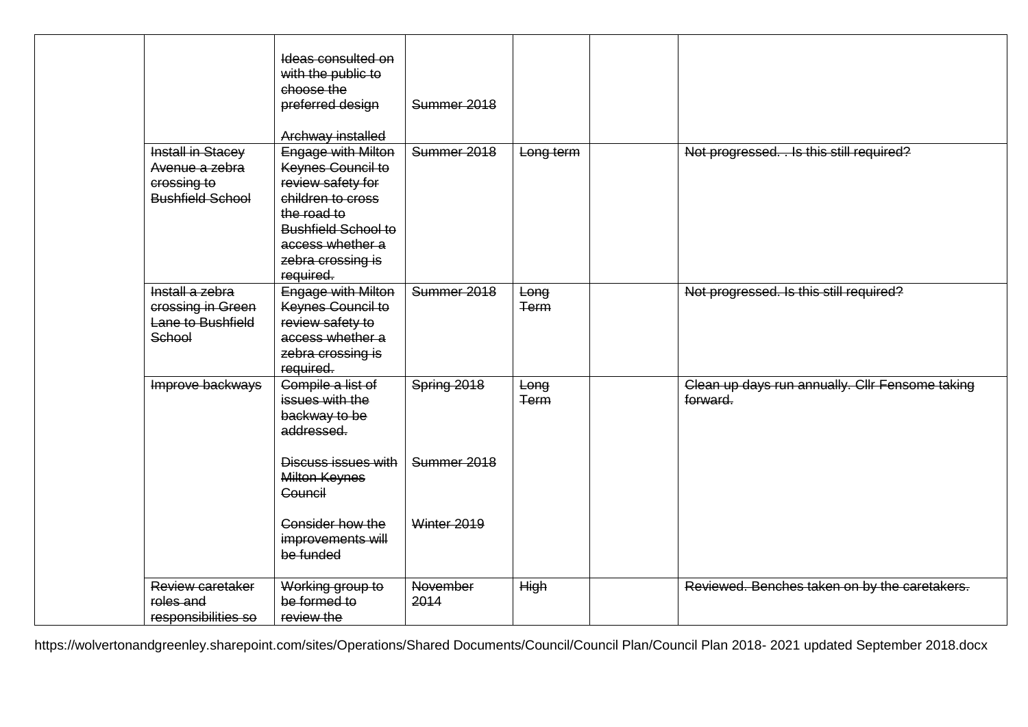| | | | | | | |
|---|---|---|---|---|---|---|
| | | ~~Ideas consulted on with the public to choose the preferred design~~<br><br>~~Archway installed~~ | ~~Summer 2018~~ | | | |
| | ~~Install in Stacey Avenue a zebra crossing to Bushfield School~~ | ~~Engage with Milton Keynes Council to review safety for children to cross the road to Bushfield School to access whether a zebra crossing is required.~~ | ~~Summer 2018~~ | ~~Long term~~ | | ~~Not progressed. . Is this still required?~~ |
| | ~~Install a zebra crossing in Green Lane to Bushfield School~~ | ~~Engage with Milton Keynes Council to review safety to access whether a zebra crossing is required.~~ | ~~Summer 2018~~ | ~~Long Term~~ | | ~~Not progressed. Is this still required?~~ |
| | ~~Improve backways~~ | ~~Compile a list of issues with the backway to be addressed.~~<br><br>~~Discuss issues with Milton Keynes Council~~<br><br>~~Consider how the improvements will be funded~~ | ~~Spring 2018~~<br><br>~~Summer 2018~~<br><br>~~Winter 2019~~ | ~~Long Term~~ | | ~~Clean up days run annually. Cllr Fensome taking forward.~~ |
| | ~~Review caretaker roles and responsibilities so~~ | ~~Working group to be formed to review the~~ | ~~November 2014~~ | ~~High~~ | | ~~Reviewed. Benches taken on by the caretakers.~~ |

https://wolvertonandgreenley.sharepoint.com/sites/Operations/Shared Documents/Council/Council Plan/Council Plan 2018- 2021 updated September 2018.docx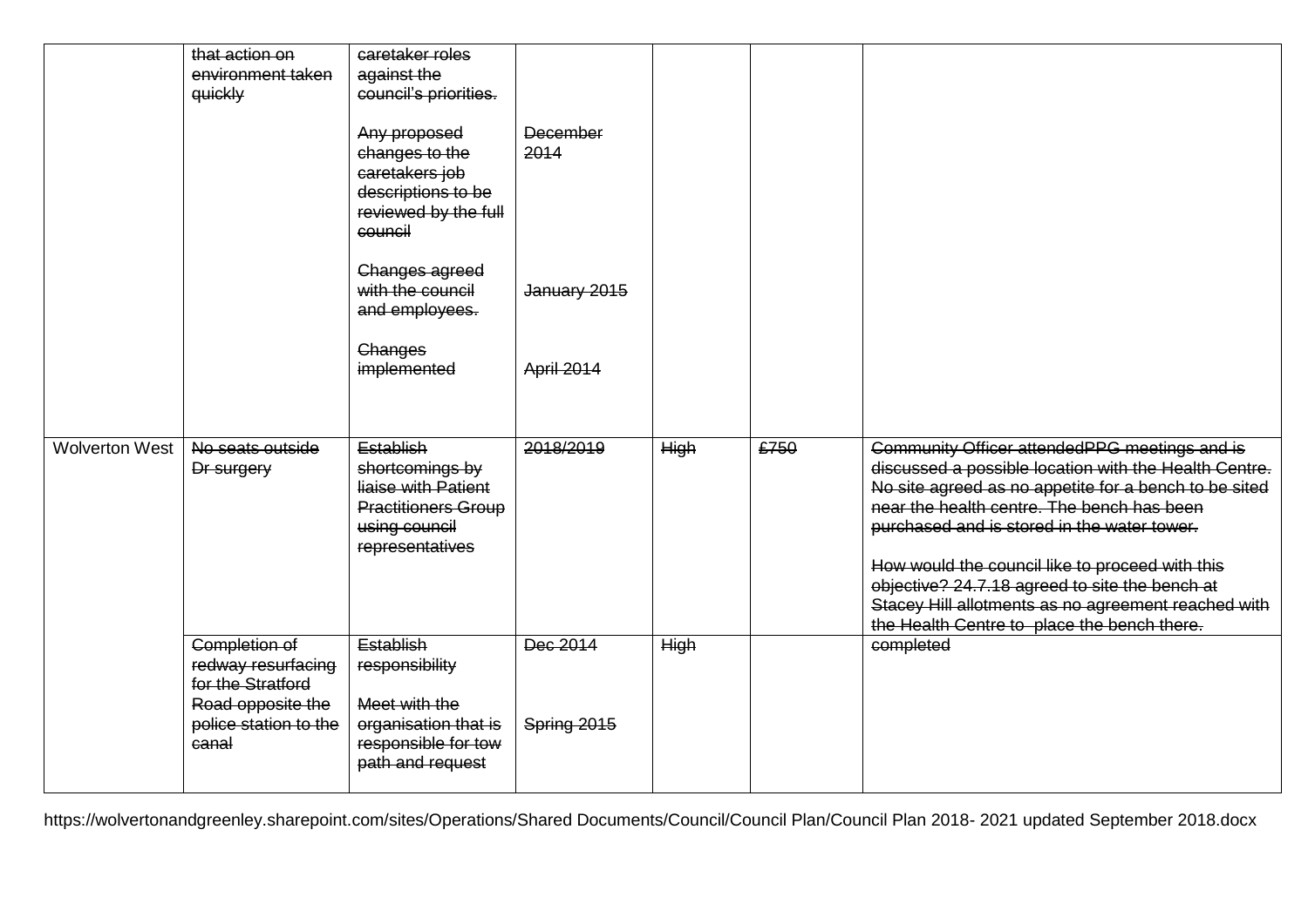|  |  |  |  |  |  |  |
|---|---|---|---|---|---|---|
|  | ~~that action on environment taken quickly~~ | ~~caretaker roles against the council's priorities.~~<br><br>~~Any proposed changes to the caretakers job descriptions to be reviewed by the full council~~<br><br>~~Changes agreed with the council and employees.~~<br><br>~~Changes implemented~~ | ~~December 2014~~<br><br>~~January 2015~~<br><br>~~April 2014~~ |  |  |  |
| Wolverton West | ~~No seats outside Dr surgery~~ | ~~Establish shortcomings by liaise with Patient Practitioners Group using council representatives~~ | ~~2018/2019~~ | ~~High~~ | ~~£750~~ | ~~Community Officer attendedPPG meetings and is discussed a possible location with the Health Centre. No site agreed as no appetite for a bench to be sited near the health centre. The bench has been purchased and is stored in the water tower.~~<br><br>~~How would the council like to proceed with this objective? 24.7.18 agreed to site the bench at Stacey Hill allotments as no agreement reached with the Health Centre to place the bench there.~~ |
|  | ~~Completion of redway resurfacing for the Stratford Road opposite the police station to the canal~~ | ~~Establish responsibility~~<br><br>~~Meet with the organisation that is responsible for tow path and request~~ | ~~Dec 2014~~<br><br>~~Spring 2015~~ | ~~High~~ |  | ~~completed~~ |

https://wolvertonandgreenley.sharepoint.com/sites/Operations/Shared Documents/Council/Council Plan/Council Plan 2018- 2021 updated September 2018.docx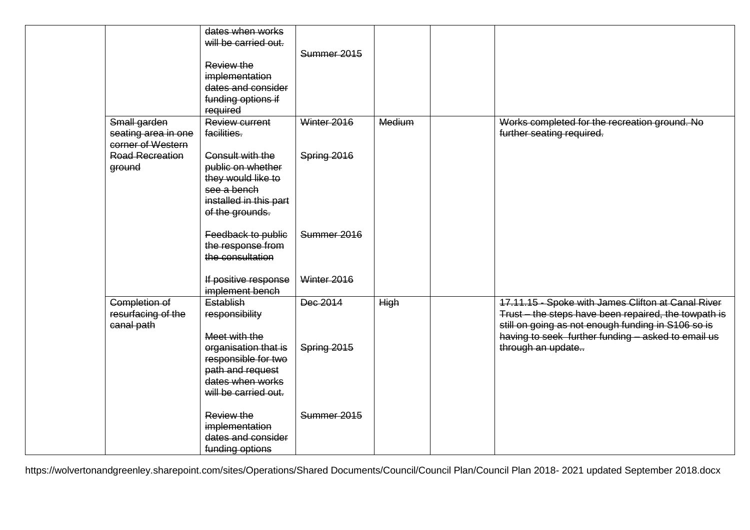| | | | | | | |
|---|---|---|---|---|---|---|
| | | ~~dates when works will be carried out.~~<br><br>~~Review the implementation dates and consider funding options if required~~ | ~~Summer 2015~~ | | | |
| | ~~Small garden seating area in one corner of Western Road Recreation ground~~ | ~~Review current facilities.~~<br><br>~~Consult with the public on whether they would like to see a bench installed in this part of the grounds.~~<br><br>~~Feedback to public the response from the consultation~~<br><br>~~If positive response implement bench~~ | ~~Winter 2016~~<br><br>~~Spring 2016~~<br><br>~~Summer 2016~~<br><br>~~Winter 2016~~ | ~~Medium~~ | | ~~Works completed for the recreation ground. No further seating required.~~ |
| | ~~Completion of resurfacing of the canal path~~ | ~~Establish responsibility~~<br><br>~~Meet with the organisation that is responsible for two path and request dates when works will be carried out.~~<br><br>~~Review the implementation dates and consider funding options~~ | ~~Dec 2014~~<br><br>~~Spring 2015~~<br><br>~~Summer 2015~~ | ~~High~~ | | ~~17.11.15 - Spoke with James Clifton at Canal River Trust – the steps have been repaired, the towpath is still on going as not enough funding in S106 so is having to seek further funding – asked to email us through an update..~~ |

https://wolvertonandgreenley.sharepoint.com/sites/Operations/Shared Documents/Council/Council Plan/Council Plan 2018- 2021 updated September 2018.docx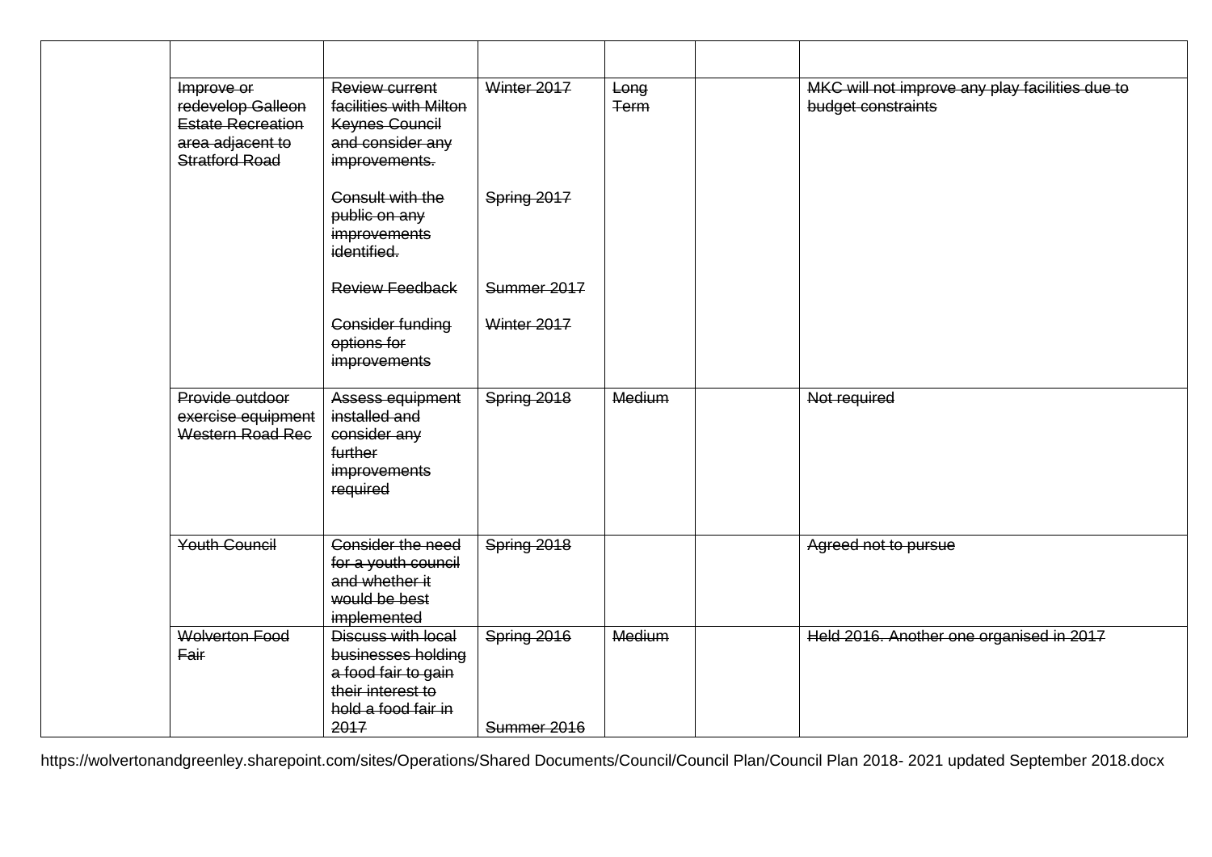| | | | | | | |
|---|---|---|---|---|---|---|
| | ~~Improve or redevelop Galleon Estate Recreation area adjacent to Stratford Road~~ | ~~Review current facilities with Milton Keynes Council and consider any improvements.~~<br><br>~~Consult with the public on any improvements identified.~~<br><br>~~Review Feedback~~<br><br>~~Consider funding options for improvements~~ | ~~Winter 2017~~<br><br>~~Spring 2017~~<br><br>~~Summer 2017~~<br><br>~~Winter 2017~~ | ~~Long Term~~ | | ~~MKC will not improve any play facilities due to budget constraints~~ |
| | ~~Provide outdoor exercise equipment Western Road Rec~~ | ~~Assess equipment installed and consider any further improvements required~~ | ~~Spring 2018~~ | ~~Medium~~ | | ~~Not required~~ |
| | ~~Youth Council~~ | ~~Consider the need for a youth council and whether it would be best implemented~~ | ~~Spring 2018~~ | | | ~~Agreed not to pursue~~ |
| | ~~Wolverton Food Fair~~ | ~~Discuss with local businesses holding a food fair to gain their interest to hold a food fair in 2017~~ | ~~Spring 2016~~<br><br>~~Summer 2016~~ | ~~Medium~~ | | ~~Held 2016. Another one organised in 2017~~ |

https://wolvertonandgreenley.sharepoint.com/sites/Operations/Shared Documents/Council/Council Plan/Council Plan 2018- 2021 updated September 2018.docx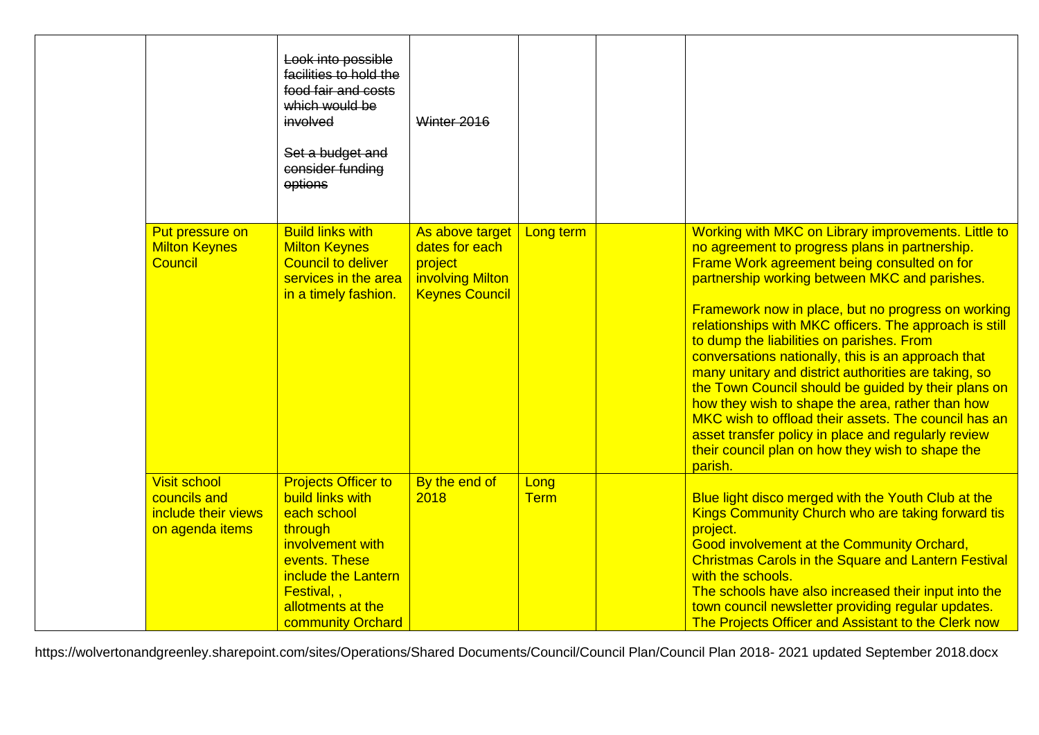| | | | | | | |
|---|---|---|---|---|---|---|
| | | ~~Look into possible facilities to hold the food fair and costs which would be involved~~<br><br>~~Set a budget and consider funding options~~ | ~~Winter 2016~~ | | | |
| | Put pressure on Milton Keynes Council | Build links with Milton Keynes Council to deliver services in the area in a timely fashion. | As above target dates for each project involving Milton Keynes Council | Long term | | Working with MKC on Library improvements. Little to no agreement to progress plans in partnership. Frame Work agreement being consulted on for partnership working between MKC and parishes.<br><br>Framework now in place, but no progress on working relationships with MKC officers. The approach is still to dump the liabilities on parishes. From conversations nationally, this is an approach that many unitary and district authorities are taking, so the Town Council should be guided by their plans on how they wish to shape the area, rather than how MKC wish to offload their assets. The council has an asset transfer policy in place and regularly review their council plan on how they wish to shape the parish. |
| | Visit school councils and include their views on agenda items | Projects Officer to build links with each school through involvement with events. These include the Lantern Festival, , allotments at the community Orchard | By the end of 2018 | Long Term | | Blue light disco merged with the Youth Club at the Kings Community Church who are taking forward tis project.<br>Good involvement at the Community Orchard, Christmas Carols in the Square and Lantern Festival with the schools.<br>The schools have also increased their input into the town council newsletter providing regular updates.<br>The Projects Officer and Assistant to the Clerk now |

https://wolvertonandgreenley.sharepoint.com/sites/Operations/Shared Documents/Council/Council Plan/Council Plan 2018- 2021 updated September 2018.docx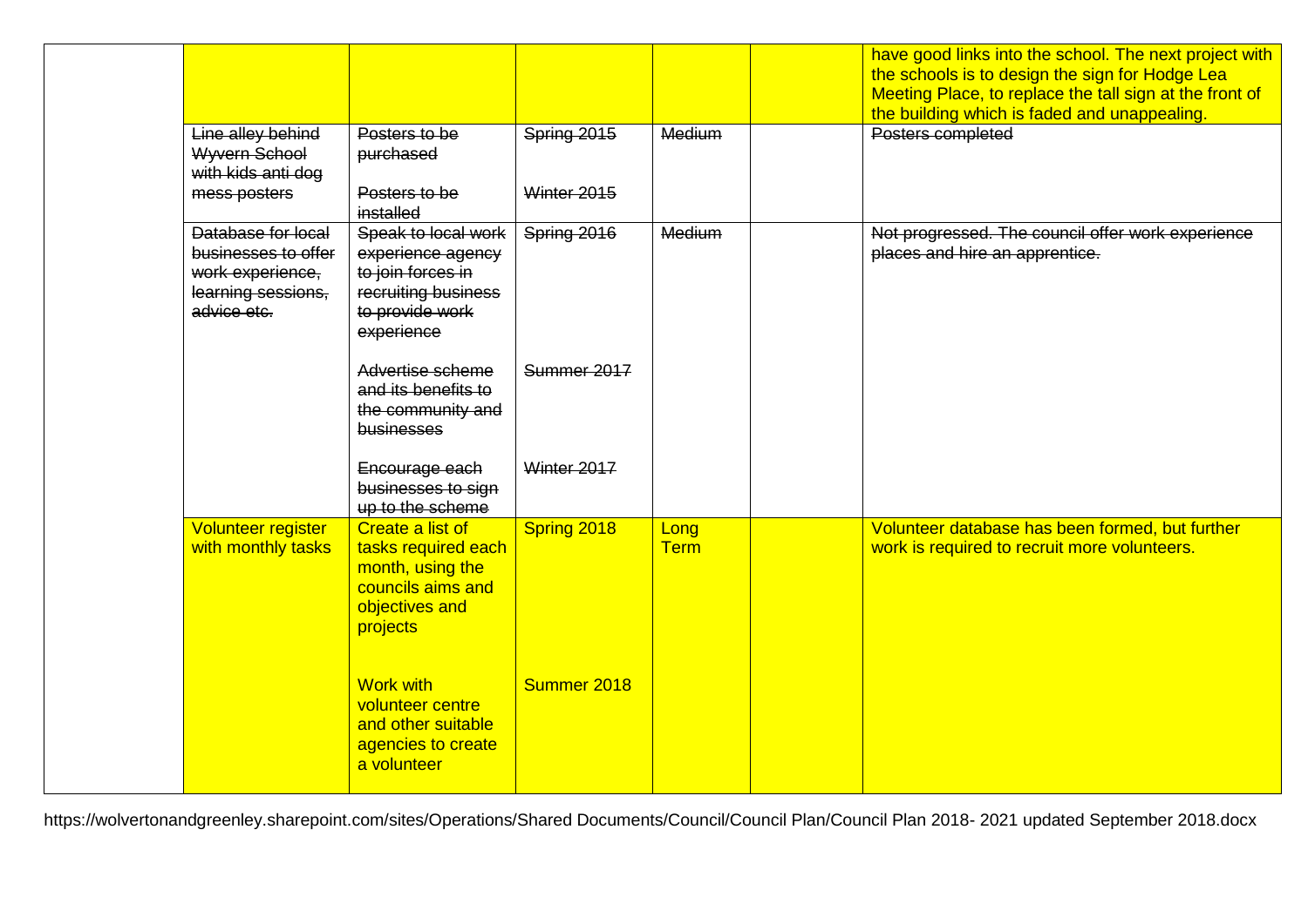| | | | | | | |
|---|---|---|---|---|---|---|
| | | | | | | have good links into the school. The next project with the schools is to design the sign for Hodge Lea Meeting Place, to replace the tall sign at the front of the building which is faded and unappealing. |
| | ~~Line alley behind Wyvern School with kids anti dog mess posters~~ | ~~Posters to be purchased~~<br><br>~~Posters to be installed~~ | ~~Spring 2015~~<br><br>~~Winter 2015~~ | ~~Medium~~ | | ~~Posters completed~~ |
| | ~~Database for local businesses to offer work experience, learning sessions, advice etc.~~ | ~~Speak to local work experience agency to join forces in recruiting business to provide work experience~~<br><br>~~Advertise scheme and its benefits to the community and businesses~~<br><br>~~Encourage each businesses to sign up to the scheme~~ | ~~Spring 2016~~<br><br>~~Summer 2017~~<br><br>~~Winter 2017~~ | ~~Medium~~ | | ~~Not progressed. The council offer work experience places and hire an apprentice.~~ |
| | Volunteer register with monthly tasks | Create a list of tasks required each month, using the councils aims and objectives and projects<br><br>Work with volunteer centre and other suitable agencies to create a volunteer | Spring 2018<br><br>Summer 2018 | Long Term | | Volunteer database has been formed, but further work is required to recruit more volunteers. |

https://wolvertonandgreenley.sharepoint.com/sites/Operations/Shared Documents/Council/Council Plan/Council Plan 2018- 2021 updated September 2018.docx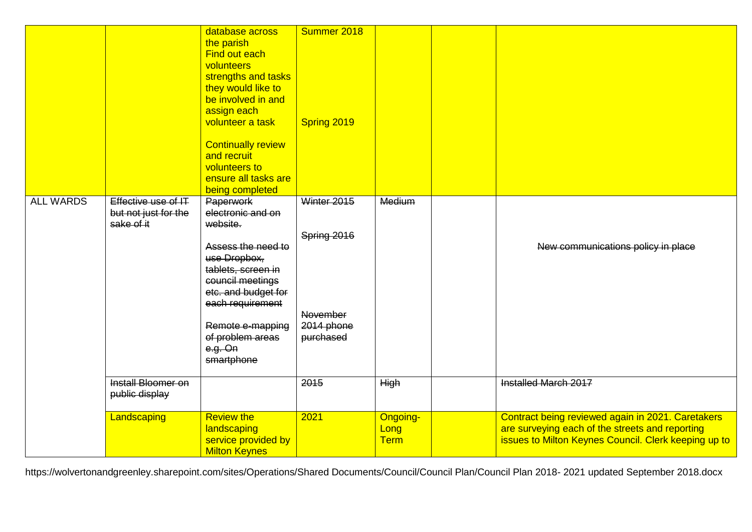| | | | | | | |
|---|---|---|---|---|---|---|
| | | database across the parish<br>Find out each volunteers strengths and tasks they would like to be involved in and assign each volunteer a task<br><br>Continually review and recruit volunteers to ensure all tasks are being completed | Summer 2018<br><br><br><br><br>Spring 2019 | | | |
| ALL WARDS | ~~Effective use of IT but not just for the sake of it~~ | ~~Paperwork electronic and on website.~~<br><br>~~Assess the need to use Dropbox, tablets, screen in council meetings etc. and budget for each requirement~~<br><br>~~Remote e-mapping of problem areas e.g. On smartphone~~ | ~~Winter 2015~~<br><br>~~Spring 2016~~<br><br>~~November 2014 phone purchased~~ | ~~Medium~~ | | ~~New communications policy in place~~ |
| | ~~Install Bloomer on public display~~ | | ~~2015~~ | ~~High~~ | | ~~Installed March 2017~~ |
| | Landscaping | Review the landscaping service provided by Milton Keynes | 2021 | Ongoing-Long Term | | Contract being reviewed again in 2021. Caretakers are surveying each of the streets and reporting issues to Milton Keynes Council. Clerk keeping up to |

https://wolvertonandgreenley.sharepoint.com/sites/Operations/Shared Documents/Council/Council Plan/Council Plan 2018- 2021 updated September 2018.docx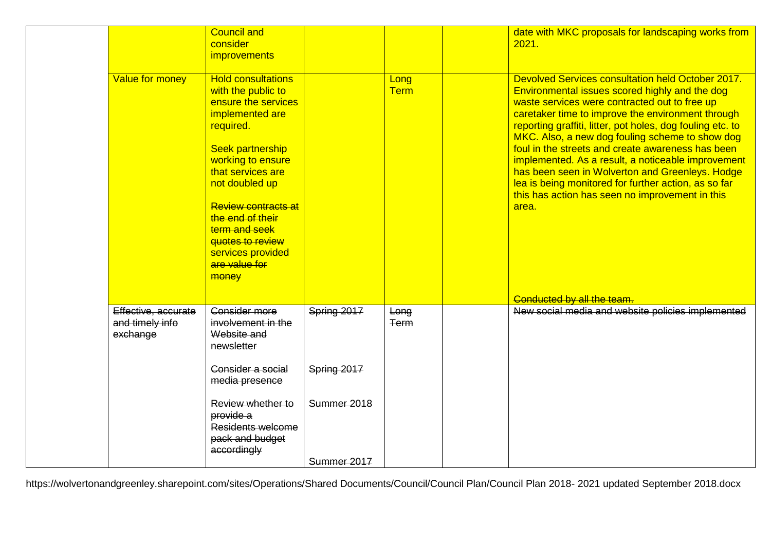| | | | | | | |
|---|---|---|---|---|---|---|
| | | Council and consider improvements | | | | date with MKC proposals for landscaping works from 2021. |
| | Value for money | Hold consultations with the public to ensure the services implemented are required.<br><br>Seek partnership working to ensure that services are not doubled up<br><br>~~Review contracts at the end of their term and seek quotes to review services provided are value for money~~ | | Long Term | | Devolved Services consultation held October 2017. Environmental issues scored highly and the dog waste services were contracted out to free up caretaker time to improve the environment through reporting graffiti, litter, pot holes, dog fouling etc. to MKC. Also, a new dog fouling scheme to show dog foul in the streets and create awareness has been implemented. As a result, a noticeable improvement has been seen in Wolverton and Greenleys. Hodge lea is being monitored for further action, as so far this has action has seen no improvement in this area.<br><br>~~Conducted by all the team.~~ |
| | ~~Effective, accurate and timely info exchange~~ | ~~Consider more involvement in the Website and newsletter~~<br><br>~~Consider a social media presence~~<br><br>~~Review whether to provide a Residents welcome pack and budget accordingly~~ | ~~Spring 2017~~<br><br>~~Spring 2017~~<br><br>~~Summer 2018~~<br><br>~~Summer 2017~~ | ~~Long Term~~ | | ~~New social media and website policies implemented~~ |

https://wolvertonandgreenley.sharepoint.com/sites/Operations/Shared Documents/Council/Council Plan/Council Plan 2018- 2021 updated September 2018.docx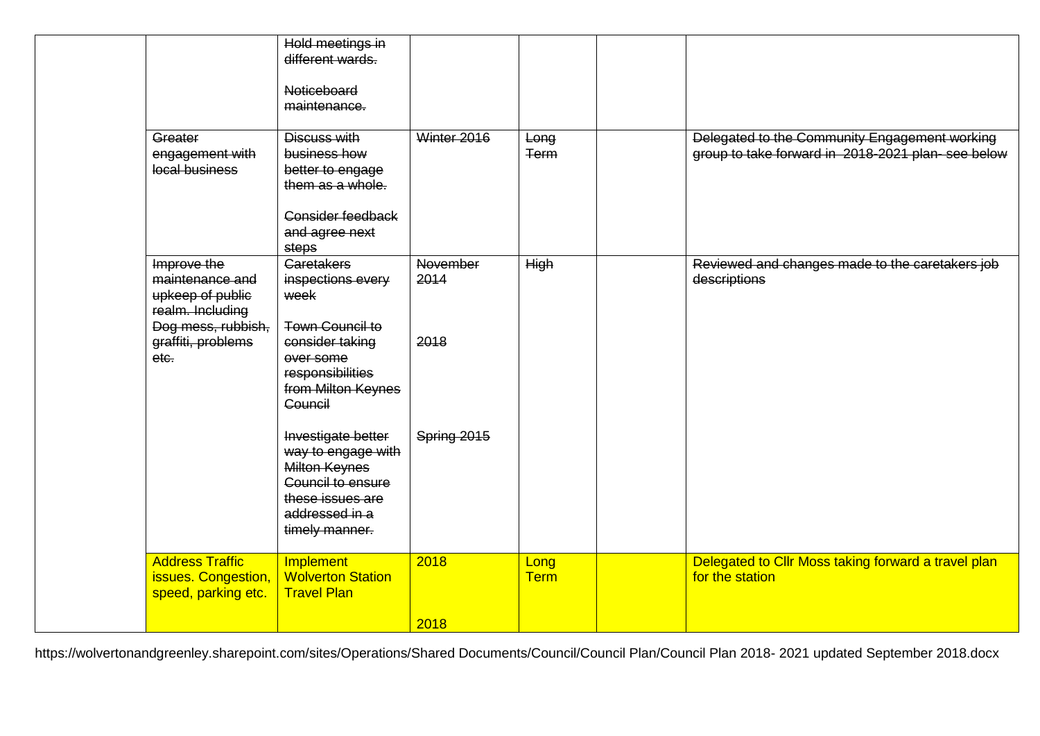| | | | | | | |
|---|---|---|---|---|---|---|
| | | ~~Hold meetings in different wards.~~<br><br>~~Noticeboard maintenance.~~ | | | | |
| | ~~Greater engagement with local business~~ | ~~Discuss with business how better to engage them as a whole.~~<br><br>~~Consider feedback and agree next steps~~ | ~~Winter 2016~~ | ~~Long Term~~ | | ~~Delegated to the Community Engagement working group to take forward in 2018-2021 plan- see below~~ |
| | ~~Improve the maintenance and upkeep of public realm. Including Dog mess, rubbish, graffiti, problems etc.~~ | ~~Caretakers inspections every week~~<br><br>~~Town Council to consider taking over some responsibilities from Milton Keynes Council~~<br><br>~~Investigate better way to engage with Milton Keynes Council to ensure these issues are addressed in a timely manner.~~ | ~~November 2014~~<br><br>~~2018~~<br><br>~~Spring 2015~~ | ~~High~~ | | ~~Reviewed and changes made to the caretakers job descriptions~~ |
| | Address Traffic issues. Congestion, speed, parking etc. | Implement Wolverton Station Travel Plan | 2018<br><br>2018 | Long Term | | Delegated to Cllr Moss taking forward a travel plan for the station |

https://wolvertonandgreenley.sharepoint.com/sites/Operations/Shared Documents/Council/Council Plan/Council Plan 2018- 2021 updated September 2018.docx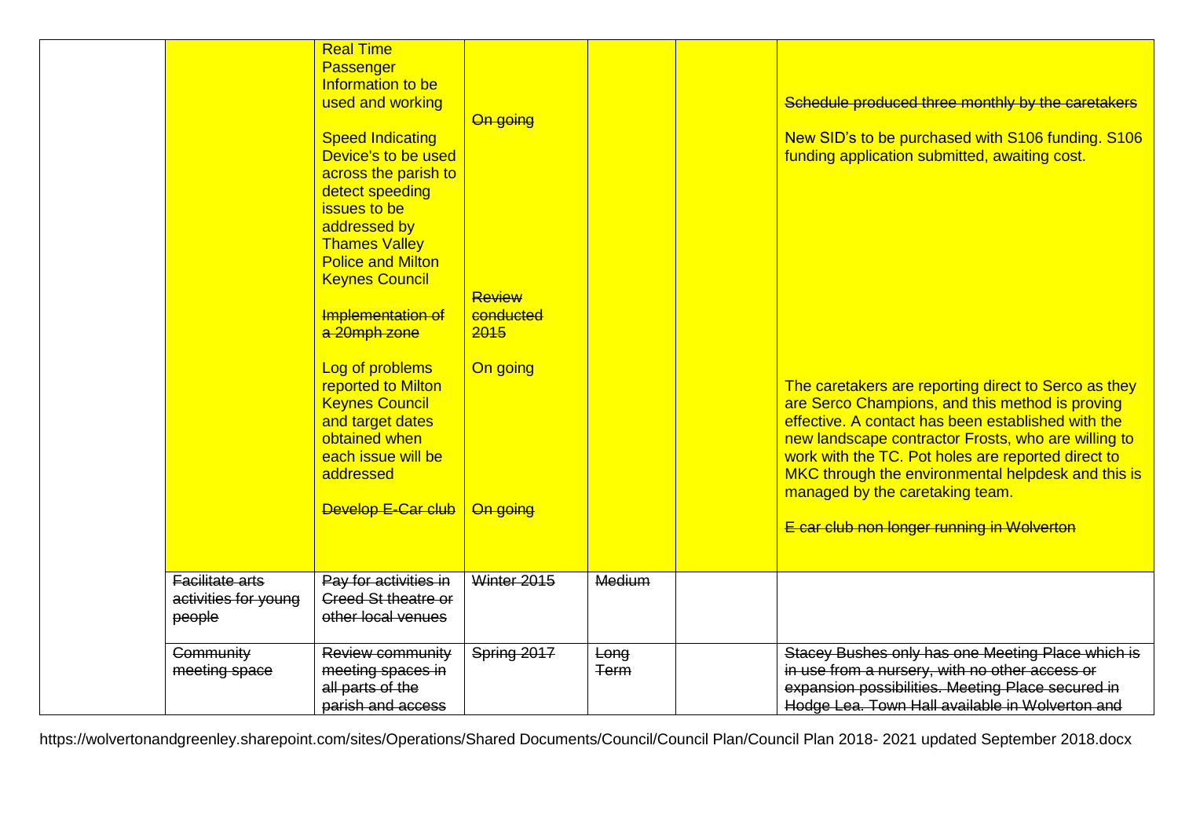| | | | | | | |
|---|---|---|---|---|---|---|
| | | Real Time Passenger Information to be used and working<br><br>Speed Indicating Device's to be used across the parish to detect speeding issues to be addressed by Thames Valley Police and Milton Keynes Council<br><br>~~Implementation of a 20mph zone~~<br><br>Log of problems reported to Milton Keynes Council and target dates obtained when each issue will be addressed<br><br>~~Develop E-Car club~~ | ~~On going~~<br><br>~~Review conducted 2015~~<br><br>On going<br><br>~~On going~~ | | | ~~Schedule produced three monthly by the caretakers~~<br><br>New SID's to be purchased with S106 funding. S106 funding application submitted, awaiting cost.<br><br>The caretakers are reporting direct to Serco as they are Serco Champions, and this method is proving effective. A contact has been established with the new landscape contractor Frosts, who are willing to work with the TC. Pot holes are reported direct to MKC through the environmental helpdesk and this is managed by the caretaking team.<br><br>~~E car club non longer running in Wolverton~~ |
| | ~~Facilitate arts activities for young people~~ | ~~Pay for activities in Creed St theatre or other local venues~~ | ~~Winter 2015~~ | ~~Medium~~ | | |
| | ~~Community meeting space~~ | ~~Review community meeting spaces in all parts of the parish and access~~ | ~~Spring 2017~~ | ~~Long Term~~ | | ~~Stacey Bushes only has one Meeting Place which is in use from a nursery, with no other access or expansion possibilities. Meeting Place secured in Hodge Lea. Town Hall available in Wolverton and~~ |

https://wolvertonandgreenley.sharepoint.com/sites/Operations/Shared Documents/Council/Council Plan/Council Plan 2018- 2021 updated September 2018.docx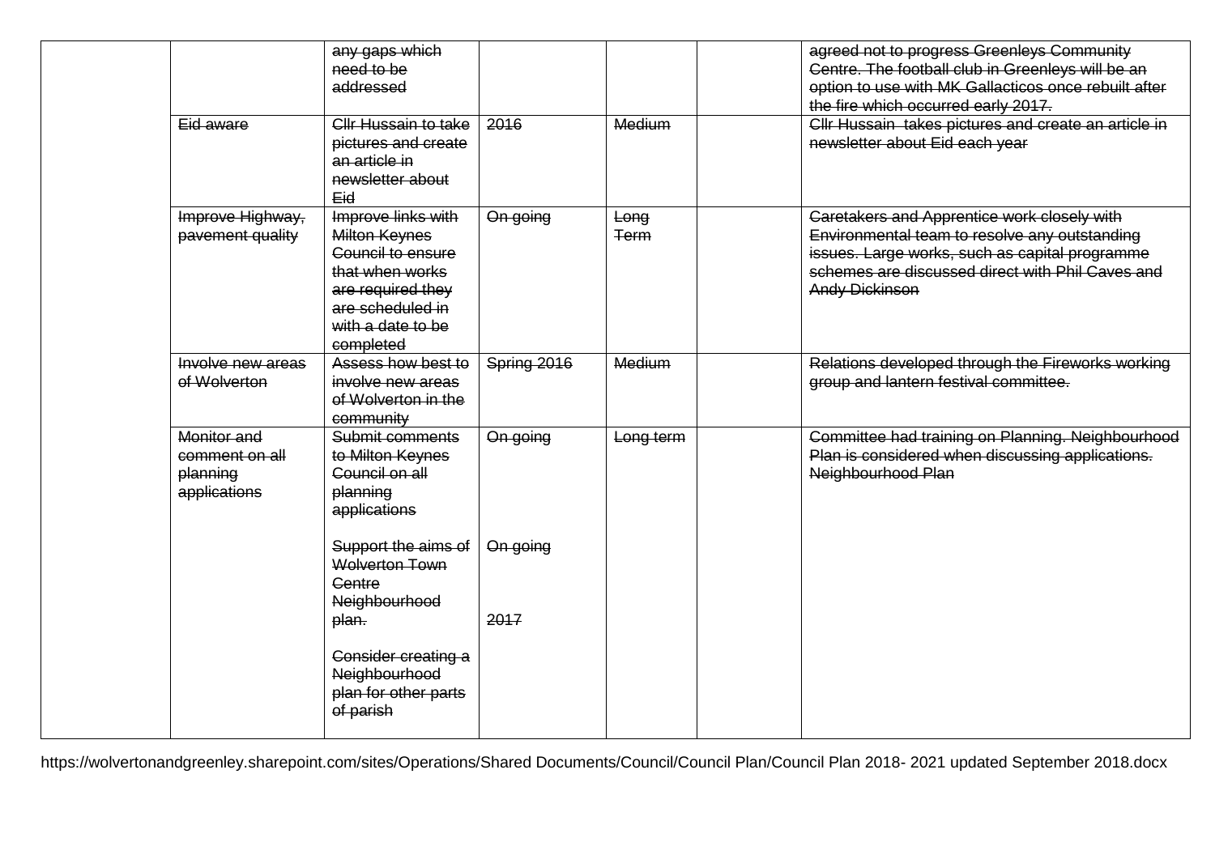| | | | | | | |
|---|---|---|---|---|---|---|
| | | ~~any gaps which need to be addressed~~ | | | | ~~agreed not to progress Greenleys Community Centre. The football club in Greenleys will be an option to use with MK Gallacticos once rebuilt after the fire which occurred early 2017.~~ |
| | ~~Eid aware~~ | ~~Cllr Hussain to take pictures and create an article in newsletter about Eid~~ | ~~2016~~ | ~~Medium~~ | | ~~Cllr Hussain takes pictures and create an article in newsletter about Eid each year~~ |
| | ~~Improve Highway, pavement quality~~ | ~~Improve links with Milton Keynes Council to ensure that when works are required they are scheduled in with a date to be completed~~ | ~~On going~~ | ~~Long Term~~ | | ~~Caretakers and Apprentice work closely with Environmental team to resolve any outstanding issues. Large works, such as capital programme schemes are discussed direct with Phil Caves and Andy Dickinson~~ |
| | ~~Involve new areas of Wolverton~~ | ~~Assess how best to involve new areas of Wolverton in the community~~ | ~~Spring 2016~~ | ~~Medium~~ | | ~~Relations developed through the Fireworks working group and lantern festival committee.~~ |
| | ~~Monitor and comment on all planning applications~~ | ~~Submit comments to Milton Keynes Council on all planning applications~~<br><br>~~Support the aims of Wolverton Town Centre Neighbourhood plan.~~<br><br>~~Consider creating a Neighbourhood plan for other parts of parish~~ | ~~On going~~<br><br>~~On going~~<br><br>~~2017~~ | ~~Long term~~ | | ~~Committee had training on Planning. Neighbourhood Plan is considered when discussing applications. Neighbourhood Plan~~ |

https://wolvertonandgreenley.sharepoint.com/sites/Operations/Shared Documents/Council/Council Plan/Council Plan 2018- 2021 updated September 2018.docx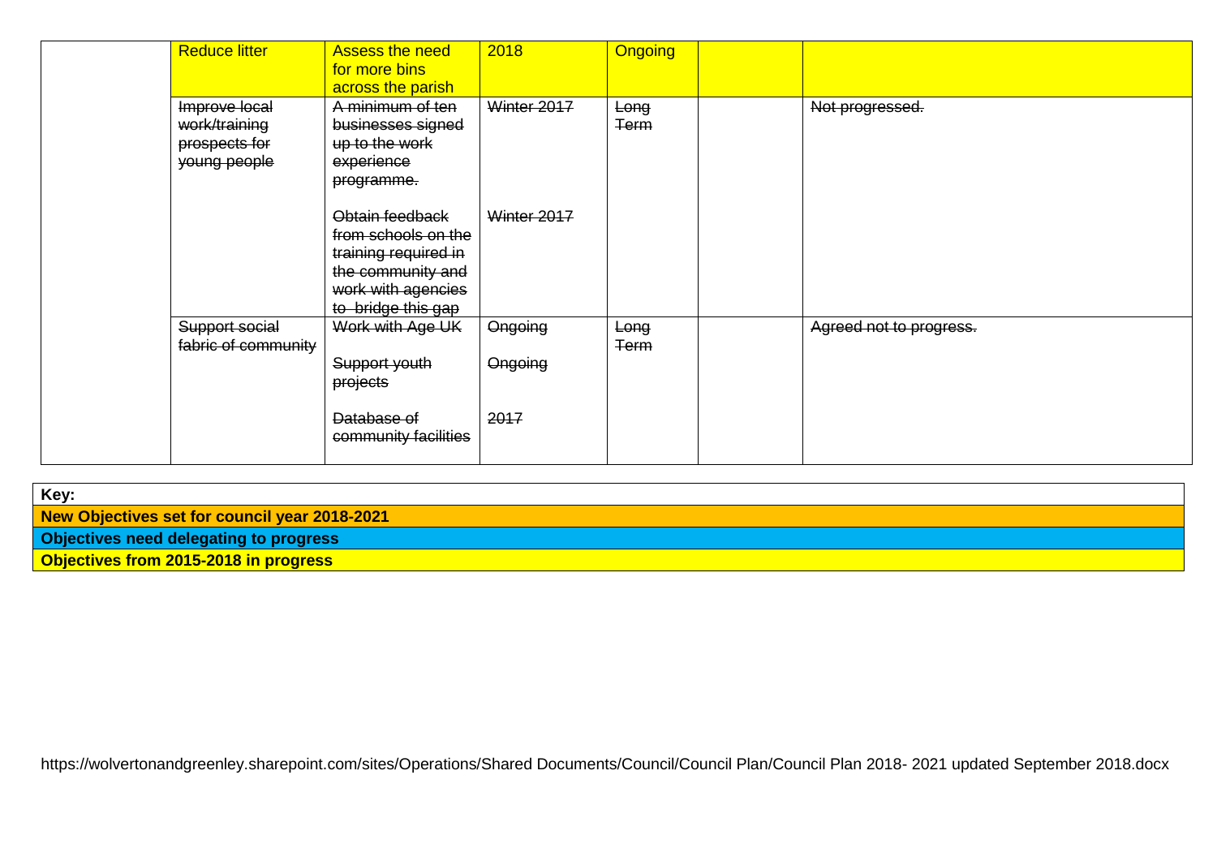| | | | | | | |
|---|---|---|---|---|---|---|
| | Reduce litter | Assess the need for more bins across the parish | 2018 | Ongoing | | |
| | ~~Improve local work/training prospects for young people~~ | ~~A minimum of ten businesses signed up to the work experience programme.~~<br><br>~~Obtain feedback from schools on the training required in the community and work with agencies to bridge this gap~~ | ~~Winter 2017~~<br><br>~~Winter 2017~~ | ~~Long Term~~ | | ~~Not progressed.~~ |
| | ~~Support social fabric of community~~ | ~~Work with Age UK~~<br><br>~~Support youth projects~~<br><br>~~Database of community facilities~~ | ~~Ongoing~~<br><br>~~Ongoing~~<br><br>~~2017~~ | ~~Long Term~~ | | ~~Agreed not to progress.~~ |

| **Key:** |
|---|
| **New Objectives set for council year 2018-2021** |
| **Objectives need delegating to progress** |
| **Objectives from 2015-2018 in progress** |

https://wolvertonandgreenley.sharepoint.com/sites/Operations/Shared Documents/Council/Council Plan/Council Plan 2018- 2021 updated September 2018.docx